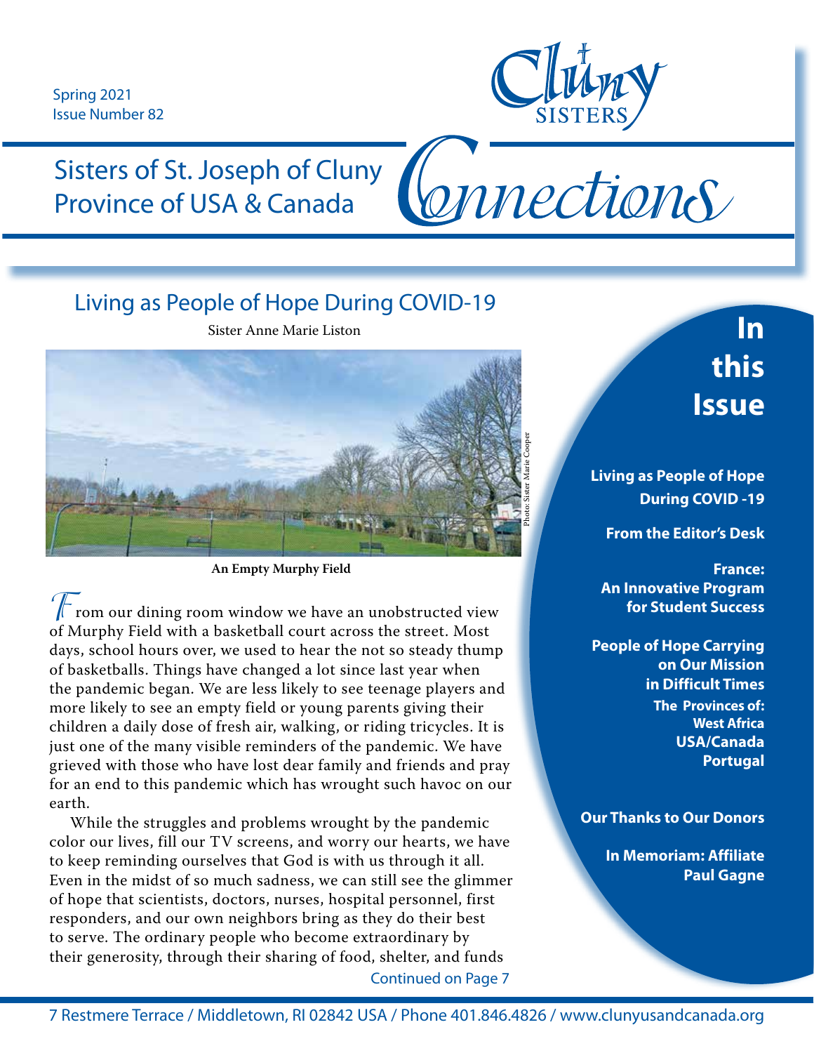Spring 2021
Issue Number 82

Cluny SISTERS

# Sisters of St. Joseph of Cluny Province of USA & Canada — Connections

## Living as People of Hope During COVID-19

Sister Anne Marie Liston

Photo: Sister Marie Cooper

**An Empty Murphy Field**

From our dining room window we have an unobstructed view of Murphy Field with a basketball court across the street. Most days, school hours over, we used to hear the not so steady thump of basketballs. Things have changed a lot since last year when the pandemic began. We are less likely to see teenage players and more likely to see an empty field or young parents giving their children a daily dose of fresh air, walking, or riding tricycles. It is just one of the many visible reminders of the pandemic. We have grieved with those who have lost dear family and friends and pray for an end to this pandemic which has wrought such havoc on our earth.

While the struggles and problems wrought by the pandemic color our lives, fill our TV screens, and worry our hearts, we have to keep reminding ourselves that God is with us through it all. Even in the midst of so much sadness, we can still see the glimmer of hope that scientists, doctors, nurses, hospital personnel, first responders, and our own neighbors bring as they do their best to serve. The ordinary people who become extraordinary by their generosity, through their sharing of food, shelter, and funds

Continued on Page 7

## In this Issue

**Living as People of Hope During COVID -19**

**From the Editor's Desk**

**France: An Innovative Program for Student Success**

**People of Hope Carrying on Our Mission in Difficult Times**
**The Provinces of: West Africa, USA/Canada, Portugal**

**Our Thanks to Our Donors**

**In Memoriam: Affiliate Paul Gagne**

7 Restmere Terrace / Middletown, RI 02842 USA / Phone 401.846.4826 / www.clunyusandcanada.org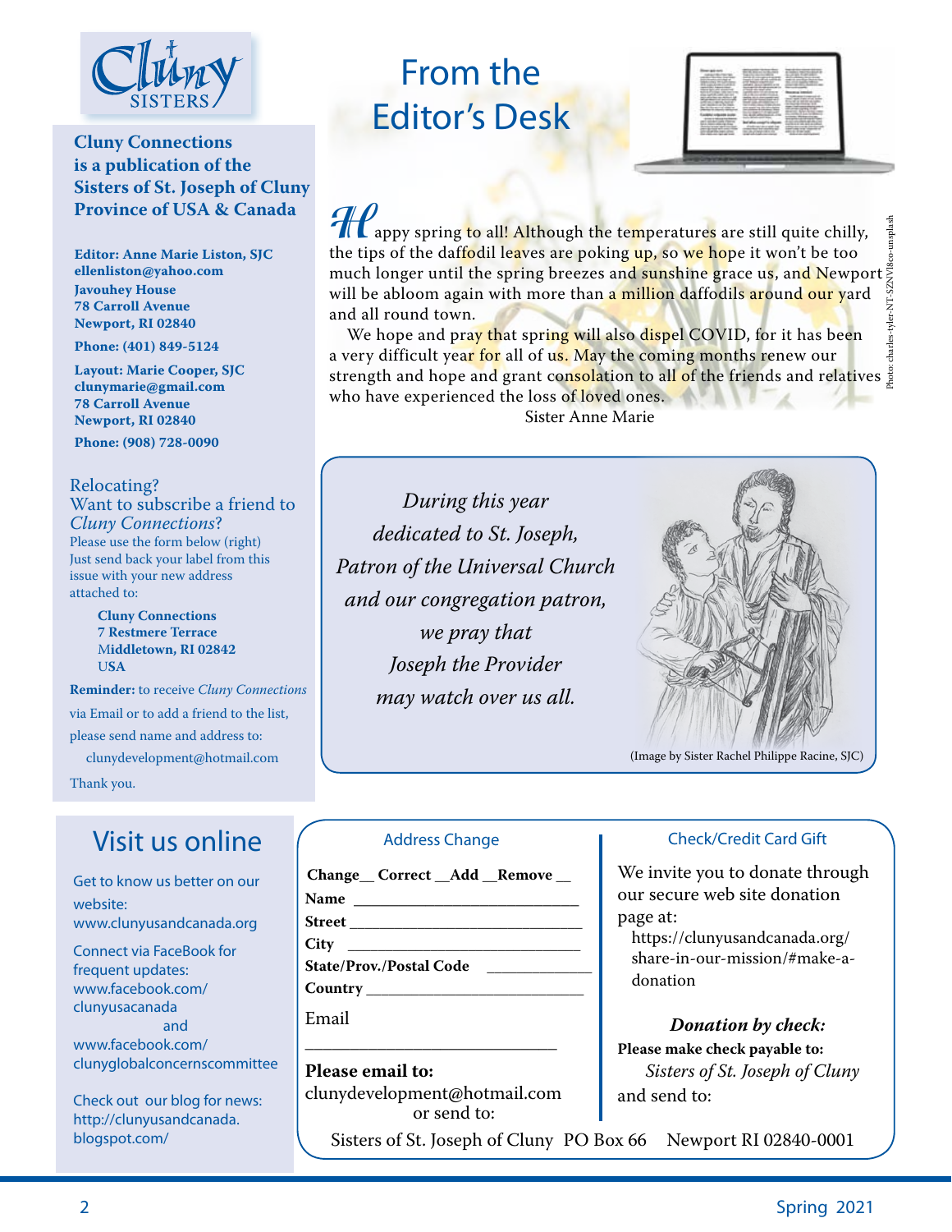Cluny SISTERS

**Cluny Connections is a publication of the Sisters of St. Joseph of Cluny Province of USA & Canada**

**Editor: Anne Marie Liston, SJC**
**ellenliston@yahoo.com**
**Javouhey House**
**78 Carroll Avenue**
**Newport, RI 02840**

**Phone: (401) 849-5124**

**Layout: Marie Cooper, SJC**
**clunymarie@gmail.com**
**78 Carroll Avenue**
**Newport, RI 02840**

**Phone: (908) 728-0090**

Relocating?
Want to subscribe a friend to *Cluny Connections*?
Please use the form below (right)
Just send back your label from this issue with your new address attached to:

**Cluny Connections**
**7 Restmere Terrace**
**Middletown, RI 02842**
**USA**

**Reminder:** to receive *Cluny Connections* via Email or to add a friend to the list, please send name and address to:
clunydevelopment@hotmail.com

Thank you.

# From the Editor's Desk

Happy spring to all! Although the temperatures are still quite chilly, the tips of the daffodil leaves are poking up, so we hope it won't be too much longer until the spring breezes and sunshine grace us, and Newport will be abloom again with more than a million daffodils around our yard and all round town.

We hope and pray that spring will also dispel COVID, for it has been a very difficult year for all of us. May the coming months renew our strength and hope and grant consolation to all of the friends and relatives who have experienced the loss of loved ones.

Sister Anne Marie

Photo: charles-tyler-NT-SZNVI8co-unsplash

*During this year dedicated to St. Joseph, Patron of the Universal Church and our congregation patron, we pray that Joseph the Provider may watch over us all.*

(Image by Sister Rachel Philippe Racine, SJC)

## Visit us online

Get to know us better on our website:
www.clunyusandcanada.org

Connect via FaceBook for frequent updates:
www.facebook.com/clunyusacanada
and
www.facebook.com/clunyglobalconcernscommittee

Check out our blog for news:
http://clunyusandcanada.blogspot.com/

### Address Change

**Change__ Correct __Add __Remove __**
**Name** ______________________
**Street** ______________________
**City** ______________________
**State/Prov./Postal Code** __________
**Country** ______________________
Email ______________________

**Please email to:**
clunydevelopment@hotmail.com
or send to:

### Check/Credit Card Gift

We invite you to donate through our secure web site donation page at:
https://clunyusandcanada.org/share-in-our-mission/#make-a-donation

***Donation by check:***
**Please make check payable to:**
*Sisters of St. Joseph of Cluny*
and send to:

Sisters of St. Joseph of Cluny PO Box 66 Newport RI 02840-0001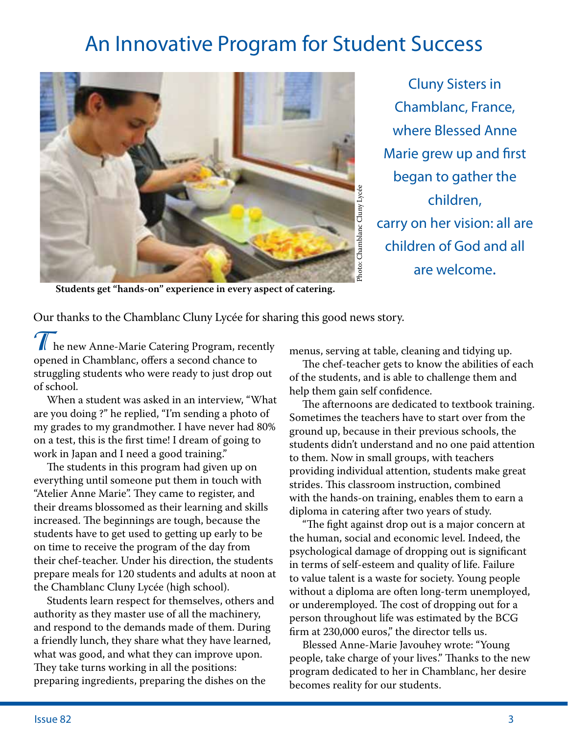# An Innovative Program for Student Success

Students get "hands-on" experience in every aspect of catering.

Photo: Chamblanc Cluny Lycée

Cluny Sisters in Chamblanc, France, where Blessed Anne Marie grew up and first began to gather the children, carry on her vision: all are children of God and all are welcome.

Our thanks to the Chamblanc Cluny Lycée for sharing this good news story.

The new Anne-Marie Catering Program, recently opened in Chamblanc, offers a second chance to struggling students who were ready to just drop out of school.

When a student was asked in an interview, "What are you doing ?" he replied, "I'm sending a photo of my grades to my grandmother. I have never had 80% on a test, this is the first time! I dream of going to work in Japan and I need a good training."

The students in this program had given up on everything until someone put them in touch with "Atelier Anne Marie". They came to register, and their dreams blossomed as their learning and skills increased. The beginnings are tough, because the students have to get used to getting up early to be on time to receive the program of the day from their chef-teacher. Under his direction, the students prepare meals for 120 students and adults at noon at the Chamblanc Cluny Lycée (high school).

Students learn respect for themselves, others and authority as they master use of all the machinery, and respond to the demands made of them. During a friendly lunch, they share what they have learned, what was good, and what they can improve upon. They take turns working in all the positions: preparing ingredients, preparing the dishes on the menus, serving at table, cleaning and tidying up.

The chef-teacher gets to know the abilities of each of the students, and is able to challenge them and help them gain self confidence.

The afternoons are dedicated to textbook training. Sometimes the teachers have to start over from the ground up, because in their previous schools, the students didn't understand and no one paid attention to them. Now in small groups, with teachers providing individual attention, students make great strides. This classroom instruction, combined with the hands-on training, enables them to earn a diploma in catering after two years of study.

"The fight against drop out is a major concern at the human, social and economic level. Indeed, the psychological damage of dropping out is significant in terms of self-esteem and quality of life. Failure to value talent is a waste for society. Young people without a diploma are often long-term unemployed, or underemployed. The cost of dropping out for a person throughout life was estimated by the BCG firm at 230,000 euros," the director tells us.

Blessed Anne-Marie Javouhey wrote: "Young people, take charge of your lives." Thanks to the new program dedicated to her in Chamblanc, her desire becomes reality for our students.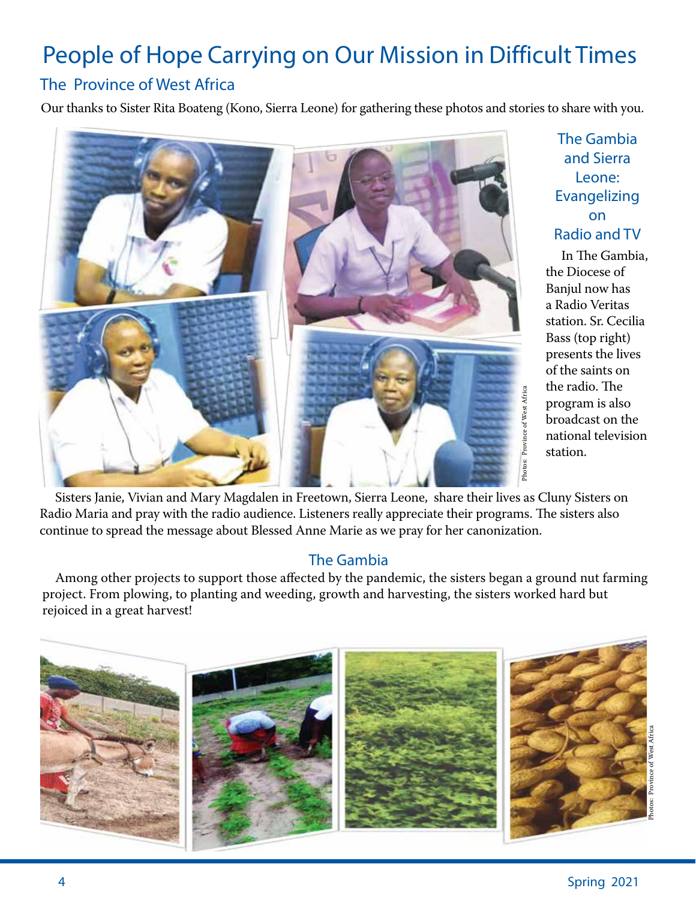# People of Hope Carrying on Our Mission in Difficult Times

## The Province of West Africa

Our thanks to Sister Rita Boateng (Kono, Sierra Leone) for gathering these photos and stories to share with you.

### The Gambia and Sierra Leone: Evangelizing on Radio and TV

In The Gambia, the Diocese of Banjul now has a Radio Veritas station. Sr. Cecilia Bass (top right) presents the lives of the saints on the radio. The program is also broadcast on the national television station.

Photos: Province of West Africa

Sisters Janie, Vivian and Mary Magdalen in Freetown, Sierra Leone, share their lives as Cluny Sisters on Radio Maria and pray with the radio audience. Listeners really appreciate their programs. The sisters also continue to spread the message about Blessed Anne Marie as we pray for her canonization.

### The Gambia

Among other projects to support those affected by the pandemic, the sisters began a ground nut farming project. From plowing, to planting and weeding, growth and harvesting, the sisters worked hard but rejoiced in a great harvest!

Photos: Province of West Africa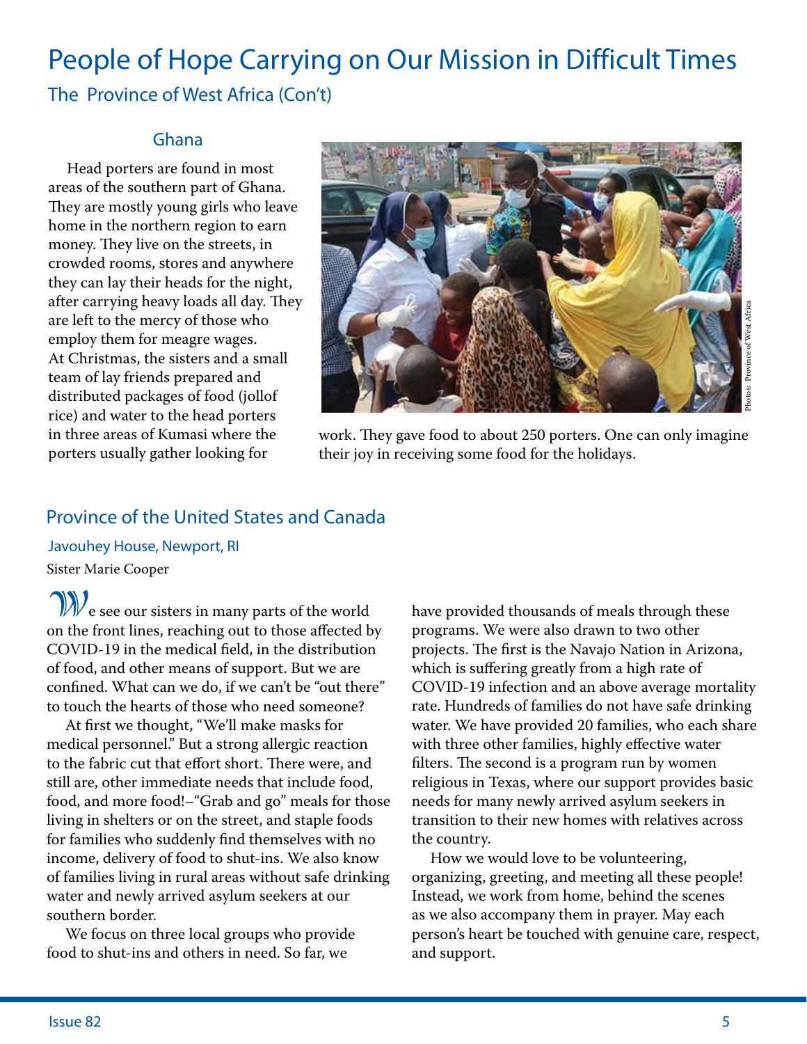# People of Hope Carrying on Our Mission in Difficult Times

## The Province of West Africa (Con't)

### Ghana

Head porters are found in most areas of the southern part of Ghana. They are mostly young girls who leave home in the northern region to earn money. They live on the streets, in crowded rooms, stores and anywhere they can lay their heads for the night, after carrying heavy loads all day. They are left to the mercy of those who employ them for meagre wages.

At Christmas, the sisters and a small team of lay friends prepared and distributed packages of food (jollof rice) and water to the head porters in three areas of Kumasi where the porters usually gather looking for work. They gave food to about 250 porters. One can only imagine their joy in receiving some food for the holidays.

Photos: Province of West Africa

## Province of the United States and Canada

### Javouhey House, Newport, RI

Sister Marie Cooper

We see our sisters in many parts of the world on the front lines, reaching out to those affected by COVID-19 in the medical field, in the distribution of food, and other means of support. But we are confined. What can we do, if we can't be "out there" to touch the hearts of those who need someone?

At first we thought, "We'll make masks for medical personnel." But a strong allergic reaction to the fabric cut that effort short. There were, and still are, other immediate needs that include food, food, and more food!–"Grab and go" meals for those living in shelters or on the street, and staple foods for families who suddenly find themselves with no income, delivery of food to shut-ins. We also know of families living in rural areas without safe drinking water and newly arrived asylum seekers at our southern border.

We focus on three local groups who provide food to shut-ins and others in need. So far, we have provided thousands of meals through these programs. We were also drawn to two other projects. The first is the Navajo Nation in Arizona, which is suffering greatly from a high rate of COVID-19 infection and an above average mortality rate. Hundreds of families do not have safe drinking water. We have provided 20 families, who each share with three other families, highly effective water filters. The second is a program run by women religious in Texas, where our support provides basic needs for many newly arrived asylum seekers in transition to their new homes with relatives across the country.

How we would love to be volunteering, organizing, greeting, and meeting all these people! Instead, we work from home, behind the scenes as we also accompany them in prayer. May each person's heart be touched with genuine care, respect, and support.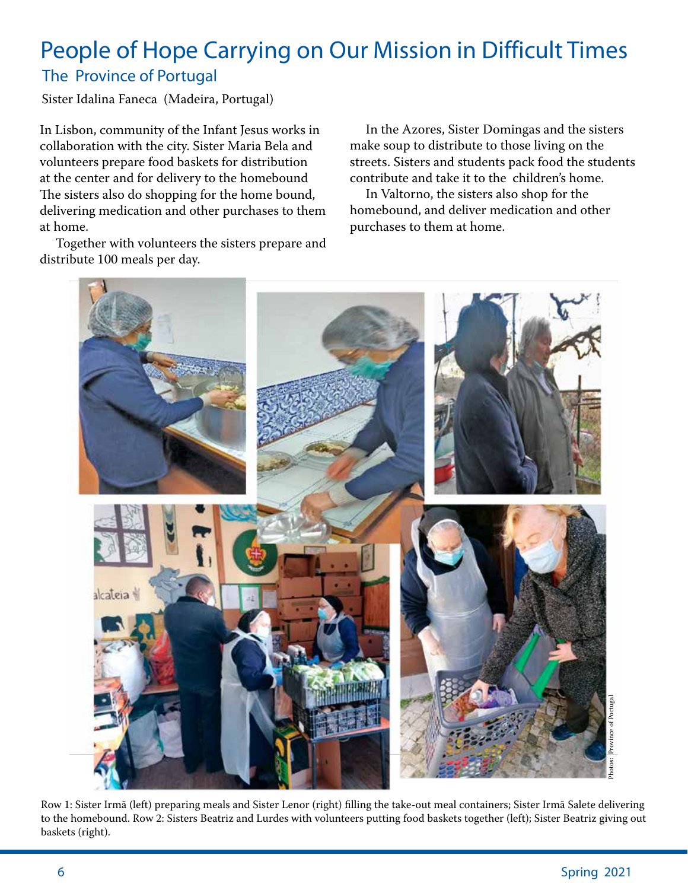# People of Hope Carrying on Our Mission in Difficult Times

## The Province of Portugal

Sister Idalina Faneca (Madeira, Portugal)

In Lisbon, community of the Infant Jesus works in collaboration with the city. Sister Maria Bela and volunteers prepare food baskets for distribution at the center and for delivery to the homebound The sisters also do shopping for the home bound, delivering medication and other purchases to them at home.

Together with volunteers the sisters prepare and distribute 100 meals per day.

In the Azores, Sister Domingas and the sisters make soup to distribute to those living on the streets. Sisters and students pack food the students contribute and take it to the children's home.

In Valtorno, the sisters also shop for the homebound, and deliver medication and other purchases to them at home.

Photos: Province of Portugal

Row 1: Sister Irmã (left) preparing meals and Sister Lenor (right) filling the take-out meal containers; Sister Irmã Salete delivering to the homebound. Row 2: Sisters Beatriz and Lurdes with volunteers putting food baskets together (left); Sister Beatriz giving out baskets (right).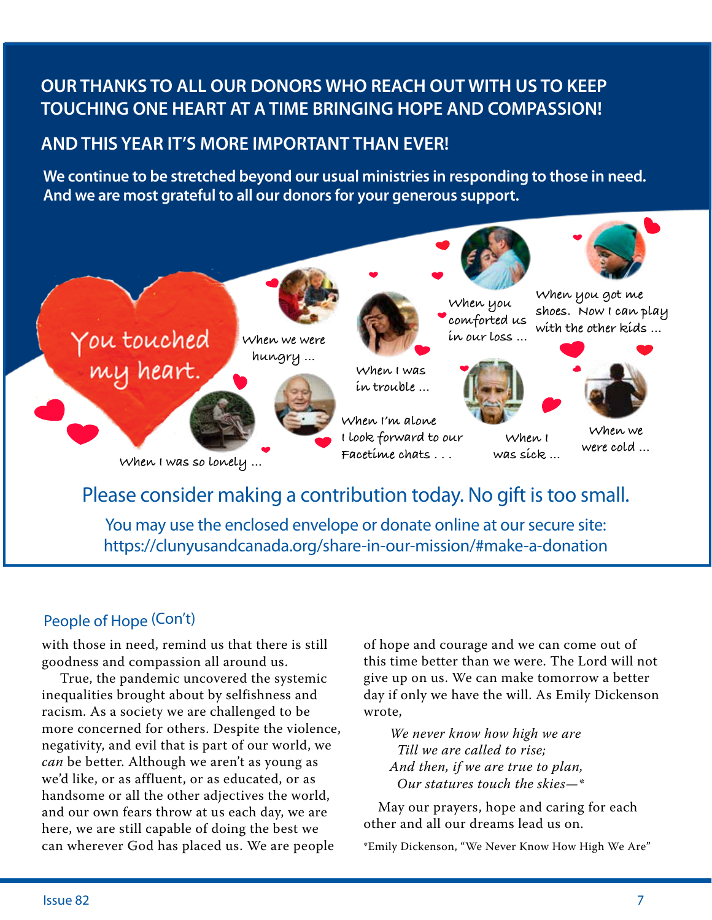## OUR THANKS TO ALL OUR DONORS WHO REACH OUT WITH US TO KEEP TOUCHING ONE HEART AT A TIME BRINGING HOPE AND COMPASSION!

## AND THIS YEAR IT'S MORE IMPORTANT THAN EVER!

**We continue to be stretched beyond our usual ministries in responding to those in need. And we are most grateful to all our donors for your generous support.**

You touched my heart.

When we were hungry …

When I was in trouble …

When you comforted us in our loss …

When you got me shoes. Now I can play with the other kids …

When I was so lonely …

When I'm alone I look forward to our Facetime chats . . .

When I was sick …

When we were cold …

### Please consider making a contribution today. No gift is too small.

You may use the enclosed envelope or donate online at our secure site:
https://clunyusandcanada.org/share-in-our-mission/#make-a-donation

## People of Hope (Con't)

with those in need, remind us that there is still goodness and compassion all around us.

True, the pandemic uncovered the systemic inequalities brought about by selfishness and racism. As a society we are challenged to be more concerned for others. Despite the violence, negativity, and evil that is part of our world, we *can* be better. Although we aren't as young as we'd like, or as affluent, or as educated, or as handsome or all the other adjectives the world, and our own fears throw at us each day, we are here, we are still capable of doing the best we can wherever God has placed us. We are people of hope and courage and we can come out of this time better than we were. The Lord will not give up on us. We can make tomorrow a better day if only we have the will. As Emily Dickenson wrote,

> *We never know how high we are*
> *Till we are called to rise;*
> *And then, if we are true to plan,*
> *Our statures touch the skies—\**

May our prayers, hope and caring for each other and all our dreams lead us on.

\*Emily Dickenson, "We Never Know How High We Are"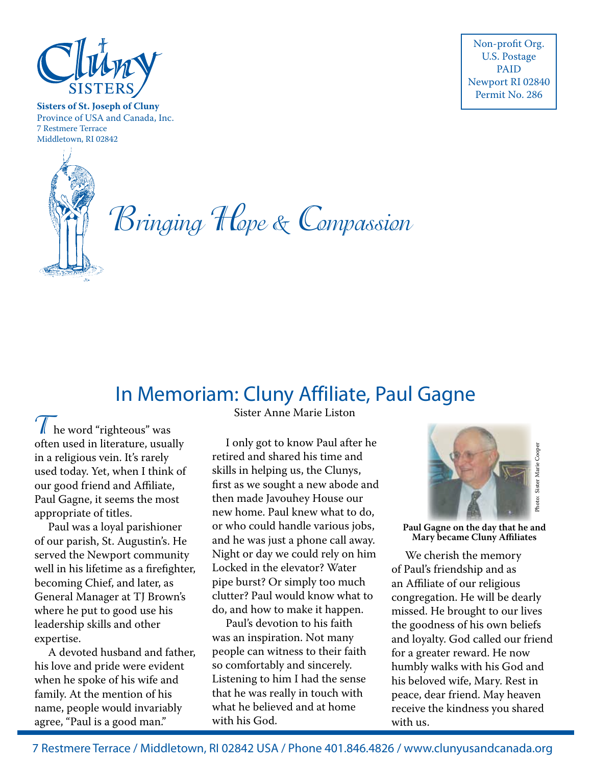Cluny SISTERS

**Sisters of St. Joseph of Cluny**
Province of USA and Canada, Inc.
7 Restmere Terrace
Middletown, RI 02842

Non-profit Org.
U.S. Postage
PAID
Newport RI 02840
Permit No. 286

*Bringing Hope & Compassion*

# In Memoriam: Cluny Affiliate, Paul Gagne

Sister Anne Marie Liston

The word "righteous" was often used in literature, usually in a religious vein. It's rarely used today. Yet, when I think of our good friend and Affiliate, Paul Gagne, it seems the most appropriate of titles.

Paul was a loyal parishioner of our parish, St. Augustin's. He served the Newport community well in his lifetime as a firefighter, becoming Chief, and later, as General Manager at TJ Brown's where he put to good use his leadership skills and other expertise.

A devoted husband and father, his love and pride were evident when he spoke of his wife and family. At the mention of his name, people would invariably agree, "Paul is a good man."

I only got to know Paul after he retired and shared his time and skills in helping us, the Clunys, first as we sought a new abode and then made Javouhey House our new home. Paul knew what to do, or who could handle various jobs, and he was just a phone call away. Night or day we could rely on him Locked in the elevator? Water pipe burst? Or simply too much clutter? Paul would know what to do, and how to make it happen.

Paul's devotion to his faith was an inspiration. Not many people can witness to their faith so comfortably and sincerely. Listening to him I had the sense that he was really in touch with what he believed and at home with his God.

Photo: Sister Marie Cooper

**Paul Gagne on the day that he and Mary became Cluny Affiliates**

We cherish the memory of Paul's friendship and as an Affiliate of our religious congregation. He will be dearly missed. He brought to our lives the goodness of his own beliefs and loyalty. God called our friend for a greater reward. He now humbly walks with his God and his beloved wife, Mary. Rest in peace, dear friend. May heaven receive the kindness you shared with us.

7 Restmere Terrace / Middletown, RI 02842 USA / Phone 401.846.4826 / www.clunyusandcanada.org